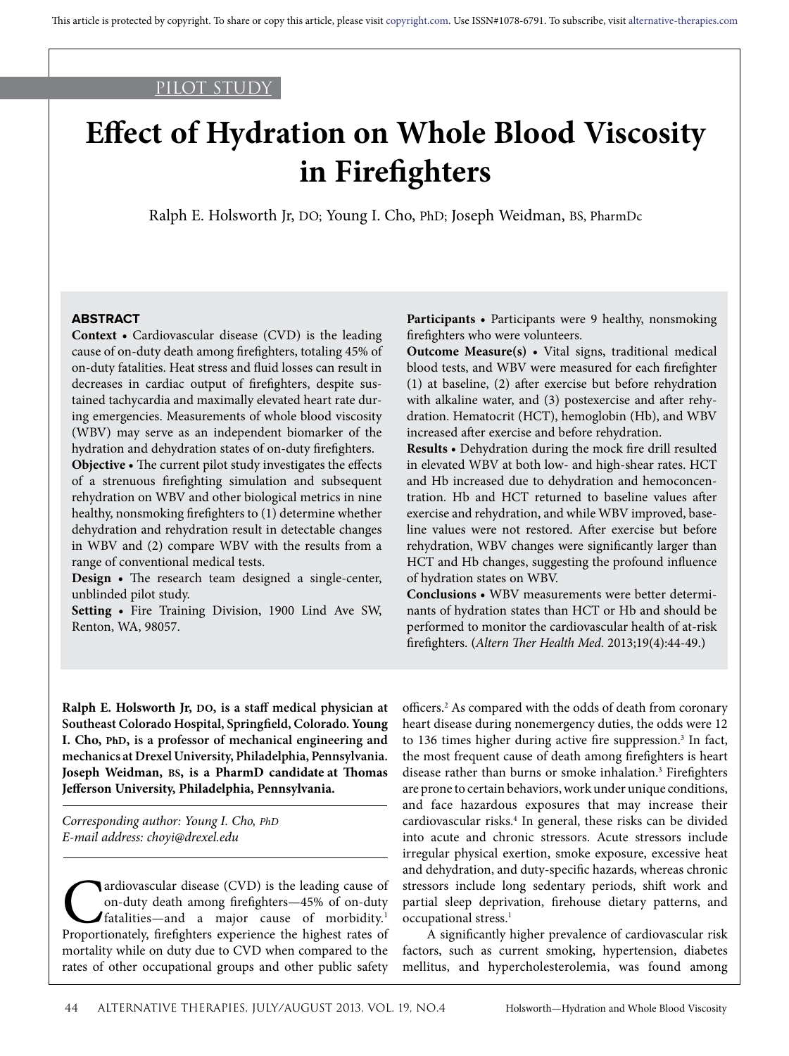PILOT STUDY

# Effect of Hydration on Whole Blood Viscosity in Firefighters

Ralph E. Holsworth Jr, DO; Young I. Cho, PhD; Joseph Weidman, BS, PharmDc

## ABSTRACT

**Context** • Cardiovascular disease (CVD) is the leading cause of on-duty death among firefighters, totaling 45% of on-duty fatalities. Heat stress and fluid losses can result in decreases in cardiac output of firefighters, despite sustained tachycardia and maximally elevated heart rate during emergencies. Measurements of whole blood viscosity (WBV) may serve as an independent biomarker of the hydration and dehydration states of on-duty firefighters.

**Objective** • The current pilot study investigates the effects of a strenuous firefighting simulation and subsequent rehydration on WBV and other biological metrics in nine healthy, nonsmoking firefighters to (1) determine whether dehydration and rehydration result in detectable changes in WBV and (2) compare WBV with the results from a range of conventional medical tests.

**Design** • The research team designed a single-center, unblinded pilot study.

**Setting** • Fire Training Division, 1900 Lind Ave SW, Renton, WA, 98057.

**Participants** • Participants were 9 healthy, nonsmoking firefighters who were volunteers.

**Outcome Measure(s)** • Vital signs, traditional medical blood tests, and WBV were measured for each firefighter (1) at baseline, (2) after exercise but before rehydration with alkaline water, and (3) postexercise and after rehydration. Hematocrit (HCT), hemoglobin (Hb), and WBV increased after exercise and before rehydration.

**Results** • Dehydration during the mock fire drill resulted in elevated WBV at both low- and high-shear rates. HCT and Hb increased due to dehydration and hemoconcentration. Hb and HCT returned to baseline values after exercise and rehydration, and while WBV improved, baseline values were not restored. After exercise but before rehydration, WBV changes were significantly larger than HCT and Hb changes, suggesting the profound influence of hydration states on WBV.

**Conclusions** • WBV measurements were better determinants of hydration states than HCT or Hb and should be performed to monitor the cardiovascular health of at-risk firefighters. (*Altern Ther Health Med.* 2013;19(4):44-49.)

**Ralph E. Holsworth Jr, DO, is a staff medical physician at Southeast Colorado Hospital, Springfield, Colorado. Young I. Cho, PhD, is a professor of mechanical engineering and mechanics at Drexel University, Philadelphia, Pennsylvania. Joseph Weidman, BS, is a PharmD candidate at Thomas Jefferson University, Philadelphia, Pennsylvania.**

*Corresponding author: Young I. Cho, PhD*
*E-mail address: choyi@drexel.edu*

Cardiovascular disease (CVD) is the leading cause of on-duty death among firefighters—45% of on-duty fatalities—and a major cause of morbidity.[1] Proportionately, firefighters experience the highest rates of mortality while on duty due to CVD when compared to the rates of other occupational groups and other public safety officers.[2] As compared with the odds of death from coronary heart disease during nonemergency duties, the odds were 12 to 136 times higher during active fire suppression.[3] In fact, the most frequent cause of death among firefighters is heart disease rather than burns or smoke inhalation.[3] Firefighters are prone to certain behaviors, work under unique conditions, and face hazardous exposures that may increase their cardiovascular risks.[4] In general, these risks can be divided into acute and chronic stressors. Acute stressors include irregular physical exertion, smoke exposure, excessive heat and dehydration, and duty-specific hazards, whereas chronic stressors include long sedentary periods, shift work and partial sleep deprivation, firehouse dietary patterns, and occupational stress.[1]

A significantly higher prevalence of cardiovascular risk factors, such as current smoking, hypertension, diabetes mellitus, and hypercholesterolemia, was found among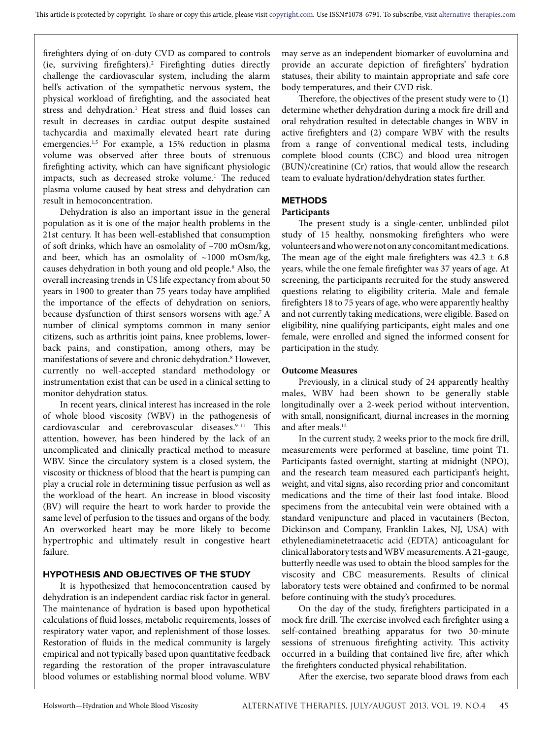firefighters dying of on-duty CVD as compared to controls (ie, surviving firefighters).[2] Firefighting duties directly challenge the cardiovascular system, including the alarm bell's activation of the sympathetic nervous system, the physical workload of firefighting, and the associated heat stress and dehydration.[1] Heat stress and fluid losses can result in decreases in cardiac output despite sustained tachycardia and maximally elevated heart rate during emergencies.[1,5] For example, a 15% reduction in plasma volume was observed after three bouts of strenuous firefighting activity, which can have significant physiologic impacts, such as decreased stroke volume.[1] The reduced plasma volume caused by heat stress and dehydration can result in hemoconcentration.

Dehydration is also an important issue in the general population as it is one of the major health problems in the 21st century. It has been well-established that consumption of soft drinks, which have an osmolality of ~700 mOsm/kg, and beer, which has an osmolality of ~1000 mOsm/kg, causes dehydration in both young and old people.[6] Also, the overall increasing trends in US life expectancy from about 50 years in 1900 to greater than 75 years today have amplified the importance of the effects of dehydration on seniors, because dysfunction of thirst sensors worsens with age.[7] A number of clinical symptoms common in many senior citizens, such as arthritis joint pains, knee problems, lower-back pains, and constipation, among others, may be manifestations of severe and chronic dehydration.[8] However, currently no well-accepted standard methodology or instrumentation exist that can be used in a clinical setting to monitor dehydration status.

In recent years, clinical interest has increased in the role of whole blood viscosity (WBV) in the pathogenesis of cardiovascular and cerebrovascular diseases.[9-11] This attention, however, has been hindered by the lack of an uncomplicated and clinically practical method to measure WBV. Since the circulatory system is a closed system, the viscosity or thickness of blood that the heart is pumping can play a crucial role in determining tissue perfusion as well as the workload of the heart. An increase in blood viscosity (BV) will require the heart to work harder to provide the same level of perfusion to the tissues and organs of the body. An overworked heart may be more likely to become hypertrophic and ultimately result in congestive heart failure.

## HYPOTHESIS AND OBJECTIVES OF THE STUDY

It is hypothesized that hemoconcentration caused by dehydration is an independent cardiac risk factor in general. The maintenance of hydration is based upon hypothetical calculations of fluid losses, metabolic requirements, losses of respiratory water vapor, and replenishment of those losses. Restoration of fluids in the medical community is largely empirical and not typically based upon quantitative feedback regarding the restoration of the proper intravasculature blood volumes or establishing normal blood volume. WBV may serve as an independent biomarker of euvolumina and provide an accurate depiction of firefighters' hydration statuses, their ability to maintain appropriate and safe core body temperatures, and their CVD risk.

Therefore, the objectives of the present study were to (1) determine whether dehydration during a mock fire drill and oral rehydration resulted in detectable changes in WBV in active firefighters and (2) compare WBV with the results from a range of conventional medical tests, including complete blood counts (CBC) and blood urea nitrogen (BUN)/creatinine (Cr) ratios, that would allow the research team to evaluate hydration/dehydration states further.

## METHODS

### Participants

The present study is a single-center, unblinded pilot study of 15 healthy, nonsmoking firefighters who were volunteers and who were not on any concomitant medications. The mean age of the eight male firefighters was 42.3 ± 6.8 years, while the one female firefighter was 37 years of age. At screening, the participants recruited for the study answered questions relating to eligibility criteria. Male and female firefighters 18 to 75 years of age, who were apparently healthy and not currently taking medications, were eligible. Based on eligibility, nine qualifying participants, eight males and one female, were enrolled and signed the informed consent for participation in the study.

### Outcome Measures

Previously, in a clinical study of 24 apparently healthy males, WBV had been shown to be generally stable longitudinally over a 2-week period without intervention, with small, nonsignificant, diurnal increases in the morning and after meals.[12]

In the current study, 2 weeks prior to the mock fire drill, measurements were performed at baseline, time point T1. Participants fasted overnight, starting at midnight (NPO), and the research team measured each participant's height, weight, and vital signs, also recording prior and concomitant medications and the time of their last food intake. Blood specimens from the antecubital vein were obtained with a standard venipuncture and placed in vacutainers (Becton, Dickinson and Company, Franklin Lakes, NJ, USA) with ethylenediaminetetraacetic acid (EDTA) anticoagulant for clinical laboratory tests and WBV measurements. A 21-gauge, butterfly needle was used to obtain the blood samples for the viscosity and CBC measurements. Results of clinical laboratory tests were obtained and confirmed to be normal before continuing with the study's procedures.

On the day of the study, firefighters participated in a mock fire drill. The exercise involved each firefighter using a self-contained breathing apparatus for two 30-minute sessions of strenuous firefighting activity. This activity occurred in a building that contained live fire, after which the firefighters conducted physical rehabilitation.

After the exercise, two separate blood draws from each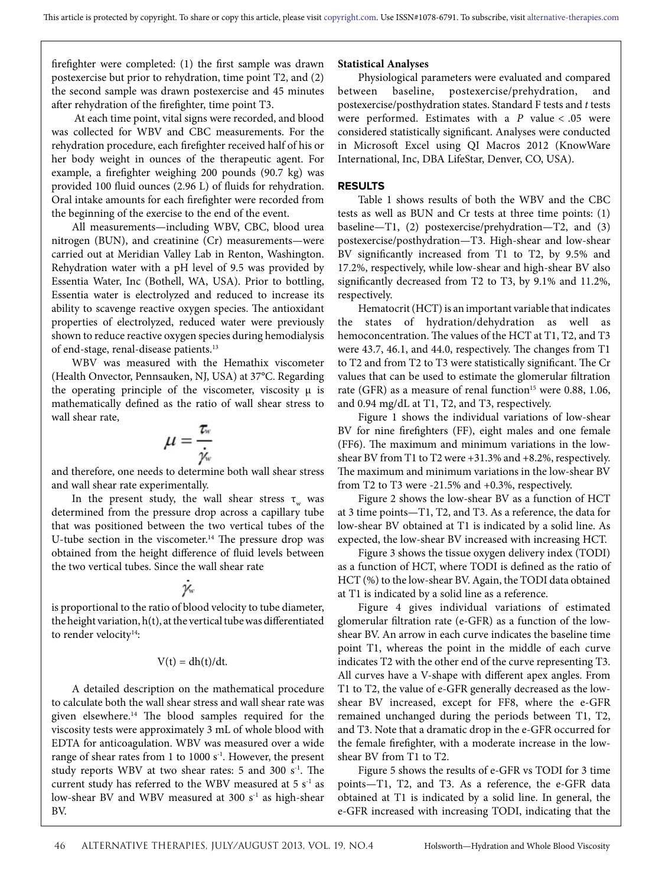firefighter were completed: (1) the first sample was drawn postexercise but prior to rehydration, time point T2, and (2) the second sample was drawn postexercise and 45 minutes after rehydration of the firefighter, time point T3.

At each time point, vital signs were recorded, and blood was collected for WBV and CBC measurements. For the rehydration procedure, each firefighter received half of his or her body weight in ounces of the therapeutic agent. For example, a firefighter weighing 200 pounds (90.7 kg) was provided 100 fluid ounces (2.96 L) of fluids for rehydration. Oral intake amounts for each firefighter were recorded from the beginning of the exercise to the end of the event.

All measurements—including WBV, CBC, blood urea nitrogen (BUN), and creatinine (Cr) measurements—were carried out at Meridian Valley Lab in Renton, Washington. Rehydration water with a pH level of 9.5 was provided by Essentia Water, Inc (Bothell, WA, USA). Prior to bottling, Essentia water is electrolyzed and reduced to increase its ability to scavenge reactive oxygen species. The antioxidant properties of electrolyzed, reduced water were previously shown to reduce reactive oxygen species during hemodialysis of end-stage, renal-disease patients.[13]

WBV was measured with the Hemathix viscometer (Health Onvector, Pennsauken, NJ, USA) at 37°C. Regarding the operating principle of the viscometer, viscosity $\mu$ is mathematically defined as the ratio of wall shear stress to wall shear rate,

$$\mu = \frac{\tau_w}{\dot{\gamma}_w}$$

and therefore, one needs to determine both wall shear stress and wall shear rate experimentally.

In the present study, the wall shear stress $\tau_w$ was determined from the pressure drop across a capillary tube that was positioned between the two vertical tubes of the U-tube section in the viscometer.[14] The pressure drop was obtained from the height difference of fluid levels between the two vertical tubes. Since the wall shear rate

$$\dot{\gamma}_w$$

is proportional to the ratio of blood velocity to tube diameter, the height variation, $h(t)$, at the vertical tube was differentiated to render velocity[14]:

$$V(t) = dh(t)/dt.$$

A detailed description on the mathematical procedure to calculate both the wall shear stress and wall shear rate was given elsewhere.[14] The blood samples required for the viscosity tests were approximately 3 mL of whole blood with EDTA for anticoagulation. WBV was measured over a wide range of shear rates from 1 to 1000 $s^{-1}$. However, the present study reports WBV at two shear rates: 5 and 300 $s^{-1}$. The current study has referred to the WBV measured at 5 $s^{-1}$ as low-shear BV and WBV measured at 300 $s^{-1}$ as high-shear BV.

**Statistical Analyses**

Physiological parameters were evaluated and compared between baseline, postexercise/prehydration, and postexercise/posthydration states. Standard F tests and *t* tests were performed. Estimates with a $P$ value < .05 were considered statistically significant. Analyses were conducted in Microsoft Excel using QI Macros 2012 (KnowWare International, Inc, DBA LifeStar, Denver, CO, USA).

## RESULTS

Table 1 shows results of both the WBV and the CBC tests as well as BUN and Cr tests at three time points: (1) baseline—T1, (2) postexercise/prehydration—T2, and (3) postexercise/posthydration—T3. High-shear and low-shear BV significantly increased from T1 to T2, by 9.5% and 17.2%, respectively, while low-shear and high-shear BV also significantly decreased from T2 to T3, by 9.1% and 11.2%, respectively.

Hematocrit (HCT) is an important variable that indicates the states of hydration/dehydration as well as hemoconcentration. The values of the HCT at T1, T2, and T3 were 43.7, 46.1, and 44.0, respectively. The changes from T1 to T2 and from T2 to T3 were statistically significant. The Cr values that can be used to estimate the glomerular filtration rate (GFR) as a measure of renal function[15] were 0.88, 1.06, and 0.94 mg/dL at T1, T2, and T3, respectively.

Figure 1 shows the individual variations of low-shear BV for nine firefighters (FF), eight males and one female (FF6). The maximum and minimum variations in the low-shear BV from T1 to T2 were +31.3% and +8.2%, respectively. The maximum and minimum variations in the low-shear BV from T2 to T3 were -21.5% and +0.3%, respectively.

Figure 2 shows the low-shear BV as a function of HCT at 3 time points—T1, T2, and T3. As a reference, the data for low-shear BV obtained at T1 is indicated by a solid line. As expected, the low-shear BV increased with increasing HCT.

Figure 3 shows the tissue oxygen delivery index (TODI) as a function of HCT, where TODI is defined as the ratio of HCT (%) to the low-shear BV. Again, the TODI data obtained at T1 is indicated by a solid line as a reference.

Figure 4 gives individual variations of estimated glomerular filtration rate (e-GFR) as a function of the low-shear BV. An arrow in each curve indicates the baseline time point T1, whereas the point in the middle of each curve indicates T2 with the other end of the curve representing T3. All curves have a V-shape with different apex angles. From T1 to T2, the value of e-GFR generally decreased as the low-shear BV increased, except for FF8, where the e-GFR remained unchanged during the periods between T1, T2, and T3. Note that a dramatic drop in the e-GFR occurred for the female firefighter, with a moderate increase in the low-shear BV from T1 to T2.

Figure 5 shows the results of e-GFR vs TODI for 3 time points—T1, T2, and T3. As a reference, the e-GFR data obtained at T1 is indicated by a solid line. In general, the e-GFR increased with increasing TODI, indicating that the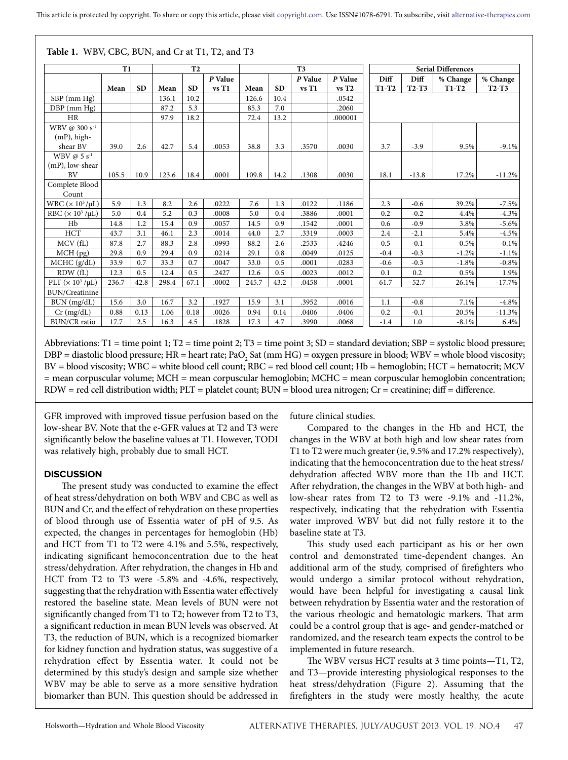**Table 1.** WBV, CBC, BUN, and Cr at T1, T2, and T3

| | T1 | | T2 | | | T3 | | | | Serial Differences | | | |
|---|---|---|---|---|---|---|---|---|---|---|---|---|---|
| | Mean | SD | Mean | SD | *P* Value vs T1 | Mean | SD | *P* Value vs T1 | *P* Value vs T2 | Diff T1-T2 | Diff T2-T3 | % Change T1-T2 | % Change T2-T3 |
| SBP (mm Hg) | | | 136.1 | 10.2 | | 126.6 | 10.4 | | .0542 | | | | |
| DBP (mm Hg) | | | 87.2 | 5.3 | | 85.3 | 7.0 | | .2060 | | | | |
| HR | | | 97.9 | 18.2 | | 72.4 | 13.2 | | .000001 | | | | |
| WBV @ 300 $s^{-1}$ (mP), high-shear BV | 39.0 | 2.6 | 42.7 | 5.4 | .0053 | 38.8 | 3.3 | .3570 | .0030 | 3.7 | -3.9 | 9.5% | -9.1% |
| WBV @ 5 $s^{-1}$ (mP), low-shear BV | 105.5 | 10.9 | 123.6 | 18.4 | .0001 | 109.8 | 14.2 | .1308 | .0030 | 18.1 | -13.8 | 17.2% | -11.2% |
| Complete Blood Count | | | | | | | | | | | | | |
| WBC ($\times 10^3$/μL) | 5.9 | 1.3 | 8.2 | 2.6 | .0222 | 7.6 | 1.3 | .0122 | .1186 | 2.3 | -0.6 | 39.2% | -7.5% |
| RBC ($\times 10^3$/μL) | 5.0 | 0.4 | 5.2 | 0.3 | .0008 | 5.0 | 0.4 | .3886 | .0001 | 0.2 | -0.2 | 4.4% | -4.3% |
| Hb | 14.8 | 1.2 | 15.4 | 0.9 | .0057 | 14.5 | 0.9 | .1542 | .0001 | 0.6 | -0.9 | 3.8% | -5.6% |
| HCT | 43.7 | 3.1 | 46.1 | 2.3 | .0014 | 44.0 | 2.7 | .3319 | .0003 | 2.4 | -2.1 | 5.4% | -4.5% |
| MCV (fL) | 87.8 | 2.7 | 88.3 | 2.8 | .0993 | 88.2 | 2.6 | .2533 | .4246 | 0.5 | -0.1 | 0.5% | -0.1% |
| MCH (pg) | 29.8 | 0.9 | 29.4 | 0.9 | .0214 | 29.1 | 0.8 | .0049 | .0125 | -0.4 | -0.3 | -1.2% | -1.1% |
| MCHC (g/dL) | 33.9 | 0.7 | 33.3 | 0.7 | .0047 | 33.0 | 0.5 | .0001 | .0283 | -0.6 | -0.3 | -1.8% | -0.8% |
| RDW (fL) | 12.3 | 0.5 | 12.4 | 0.5 | .2427 | 12.6 | 0.5 | .0023 | .0012 | 0.1 | 0.2 | 0.5% | 1.9% |
| PLT ($\times 10^3$/μL) | 236.7 | 42.8 | 298.4 | 67.1 | .0002 | 245.7 | 43.2 | .0458 | .0001 | 61.7 | -52.7 | 26.1% | -17.7% |
| BUN/Creatinine | | | | | | | | | | | | | |
| BUN (mg/dL) | 15.6 | 3.0 | 16.7 | 3.2 | .1927 | 15.9 | 3.1 | .3952 | .0016 | 1.1 | -0.8 | 7.1% | -4.8% |
| Cr (mg/dL) | 0.88 | 0.13 | 1.06 | 0.18 | .0026 | 0.94 | 0.14 | .0406 | .0406 | 0.2 | -0.1 | 20.5% | -11.3% |
| BUN/CR ratio | 17.7 | 2.5 | 16.3 | 4.5 | .1828 | 17.3 | 4.7 | .3990 | .0068 | -1.4 | 1.0 | -8.1% | 6.4% |

Abbreviations: T1 = time point 1; T2 = time point 2; T3 = time point 3; SD = standard deviation; SBP = systolic blood pressure; DBP = diastolic blood pressure; HR = heart rate; $PaO_2$ Sat (mm HG) = oxygen pressure in blood; WBV = whole blood viscosity; BV = blood viscosity; WBC = white blood cell count; RBC = red blood cell count; Hb = hemoglobin; HCT = hematocrit; MCV = mean corpuscular volume; MCH = mean corpuscular hemoglobin; MCHC = mean corpuscular hemoglobin concentration; RDW = red cell distribution width; PLT = platelet count; BUN = blood urea nitrogen; Cr = creatinine; diff = difference.

GFR improved with improved tissue perfusion based on the low-shear BV. Note that the e-GFR values at T2 and T3 were significantly below the baseline values at T1. However, TODI was relatively high, probably due to small HCT.

## DISCUSSION

The present study was conducted to examine the effect of heat stress/dehydration on both WBV and CBC as well as BUN and Cr, and the effect of rehydration on these properties of blood through use of Essentia water of pH of 9.5. As expected, the changes in percentages for hemoglobin (Hb) and HCT from T1 to T2 were 4.1% and 5.5%, respectively, indicating significant hemoconcentration due to the heat stress/dehydration. After rehydration, the changes in Hb and HCT from T2 to T3 were -5.8% and -4.6%, respectively, suggesting that the rehydration with Essentia water effectively restored the baseline state. Mean levels of BUN were not significantly changed from T1 to T2; however from T2 to T3, a significant reduction in mean BUN levels was observed. At T3, the reduction of BUN, which is a recognized biomarker for kidney function and hydration status, was suggestive of a rehydration effect by Essentia water. It could not be determined by this study's design and sample size whether WBV may be able to serve as a more sensitive hydration biomarker than BUN. This question should be addressed in future clinical studies.

Compared to the changes in the Hb and HCT, the changes in the WBV at both high and low shear rates from T1 to T2 were much greater (ie, 9.5% and 17.2% respectively), indicating that the hemoconcentration due to the heat stress/dehydration affected WBV more than the Hb and HCT. After rehydration, the changes in the WBV at both high- and low-shear rates from T2 to T3 were -9.1% and -11.2%, respectively, indicating that the rehydration with Essentia water improved WBV but did not fully restore it to the baseline state at T3.

This study used each participant as his or her own control and demonstrated time-dependent changes. An additional arm of the study, comprised of firefighters who would undergo a similar protocol without rehydration, would have been helpful for investigating a causal link between rehydration by Essentia water and the restoration of the various rheologic and hematologic markers. That arm could be a control group that is age- and gender-matched or randomized, and the research team expects the control to be implemented in future research.

The WBV versus HCT results at 3 time points—T1, T2, and T3—provide interesting physiological responses to the heat stress/dehydration (Figure 2). Assuming that the firefighters in the study were mostly healthy, the acute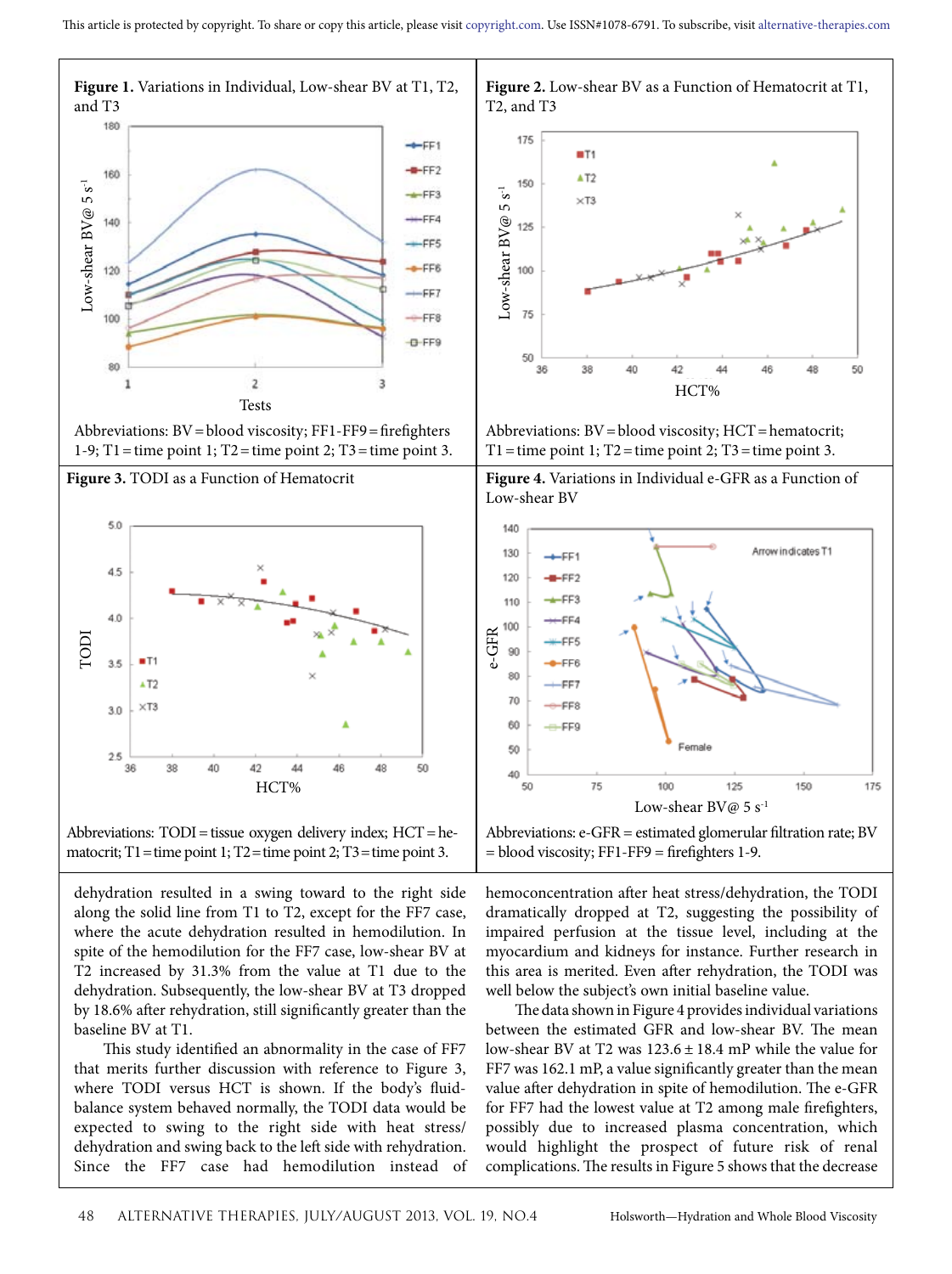**Figure 1.** Variations in Individual, Low-shear BV at T1, T2, and T3

Abbreviations: BV = blood viscosity; FF1-FF9 = firefighters 1-9; T1 = time point 1; T2 = time point 2; T3 = time point 3.

**Figure 2.** Low-shear BV as a Function of Hematocrit at T1, T2, and T3

Abbreviations: BV = blood viscosity; HCT = hematocrit; T1 = time point 1; T2 = time point 2; T3 = time point 3.

**Figure 3.** TODI as a Function of Hematocrit

Abbreviations: TODI = tissue oxygen delivery index; HCT = hematocrit; T1 = time point 1; T2 = time point 2; T3 = time point 3.

**Figure 4.** Variations in Individual e-GFR as a Function of Low-shear BV

Abbreviations: e-GFR = estimated glomerular filtration rate; BV = blood viscosity; FF1-FF9 = firefighters 1-9.

dehydration resulted in a swing toward to the right side along the solid line from T1 to T2, except for the FF7 case, where the acute dehydration resulted in hemodilution. In spite of the hemodilution for the FF7 case, low-shear BV at T2 increased by 31.3% from the value at T1 due to the dehydration. Subsequently, the low-shear BV at T3 dropped by 18.6% after rehydration, still significantly greater than the baseline BV at T1.

This study identified an abnormality in the case of FF7 that merits further discussion with reference to Figure 3, where TODI versus HCT is shown. If the body's fluid-balance system behaved normally, the TODI data would be expected to swing to the right side with heat stress/dehydration and swing back to the left side with rehydration. Since the FF7 case had hemodilution instead of hemoconcentration after heat stress/dehydration, the TODI dramatically dropped at T2, suggesting the possibility of impaired perfusion at the tissue level, including the myocardium and kidneys for instance. Further research in this area is merited. Even after rehydration, the TODI was well below the subject's own initial baseline value.

The data shown in Figure 4 provides individual variations between the estimated GFR and low-shear BV. The mean low-shear BV at T2 was 123.6 ± 18.4 mP while the value for FF7 was 162.1 mP, a value significantly greater than the mean value after dehydration in spite of hemodilution. The e-GFR for FF7 had the lowest value at T2 among male firefighters, possibly due to increased plasma concentration, which would highlight the prospect of future risk of renal complications. The results in Figure 5 shows that the decrease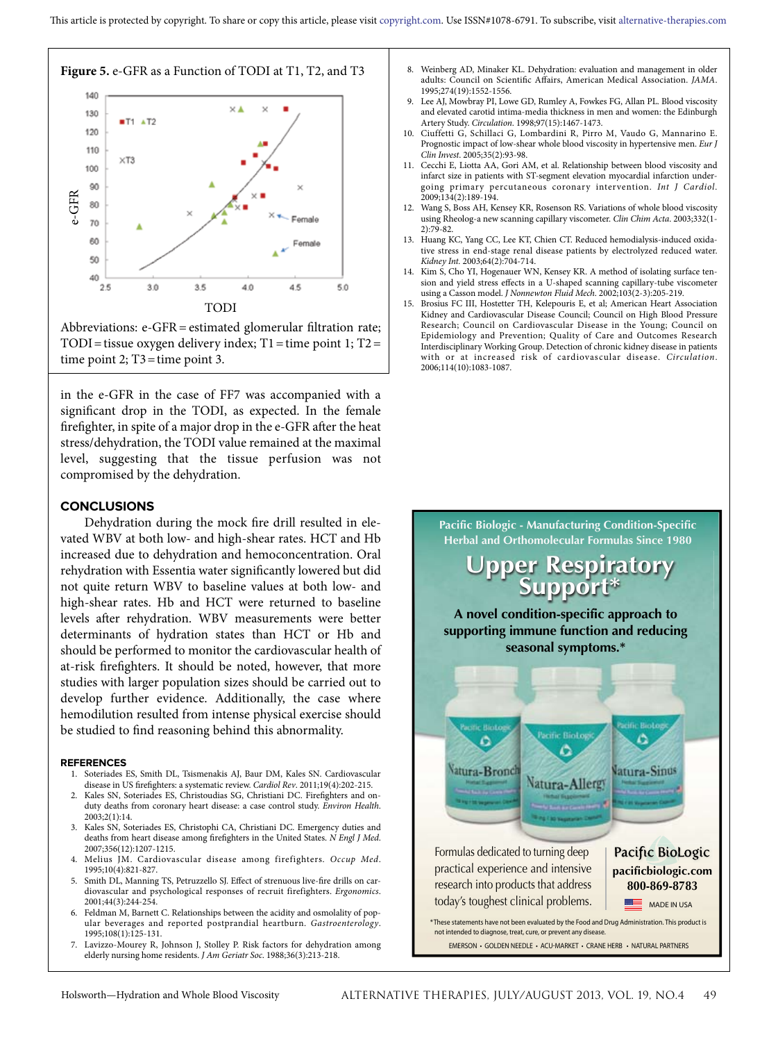This article is protected by copyright. To share or copy this article, please visit copyright.com. Use ISSN#1078-6791. To subscribe, visit alternative-therapies.com

**Figure 5.** e-GFR as a Function of TODI at T1, T2, and T3

T1 T2

T3

e-GFR

TODI

Female

Female

140
130
120
110
100
90
80
70
60
50
40

2.5 3.0 3.5 4.0 4.5 5.0

Abbreviations: e-GFR = estimated glomerular filtration rate; TODI = tissue oxygen delivery index; T1 = time point 1; T2 = time point 2; T3 = time point 3.

in the e-GFR in the case of FF7 was accompanied with a significant drop in the TODI, as expected. In the female firefighter, in spite of a major drop in the e-GFR after the heat stress/dehydration, the TODI value remained at the maximal level, suggesting that the tissue perfusion was not compromised by the dehydration.

## CONCLUSIONS

Dehydration during the mock fire drill resulted in elevated WBV at both low- and high-shear rates. HCT and Hb increased due to dehydration and hemoconcentration. Oral rehydration with Essentia water significantly lowered but did not quite return WBV to baseline values at both low- and high-shear rates. Hb and HCT were returned to baseline levels after rehydration. WBV measurements were better determinants of hydration states than HCT or Hb and should be performed to monitor the cardiovascular health of at-risk firefighters. It should be noted, however, that more studies with larger population sizes should be carried out to develop further evidence. Additionally, the case where hemodilution resulted from intense physical exercise should be studied to find reasoning behind this abnormality.

## REFERENCES

1. Soteriades ES, Smith DL, Tsismenakis AJ, Baur DM, Kales SN. Cardiovascular disease in US firefighters: a systematic review. *Cardiol Rev*. 2011;19(4):202-215.
2. Kales SN, Soteriades ES, Christoudias SG, Christiani DC. Firefighters and on-duty deaths from coronary heart disease: a case control study. *Environ Health*. 2003;2(1):14.
3. Kales SN, Soteriades ES, Christophi CA, Christiani DC. Emergency duties and deaths from heart disease among firefighters in the United States. *N Engl J Med*. 2007;356(12):1207-1215.
4. Melius JM. Cardiovascular disease among firefighters. *Occup Med*. 1995;10(4):821-827.
5. Smith DL, Manning TS, Petruzzello SJ. Effect of strenuous live-fire drills on cardiovascular and psychological responses of recruit firefighters. *Ergonomics*. 2001;44(3):244-254.
6. Feldman M, Barnett C. Relationships between the acidity and osmolality of popular beverages and reported postprandial heartburn. *Gastroenterology*. 1995;108(1):125-131.
7. Lavizzo-Mourey R, Johnson J, Stolley P. Risk factors for dehydration among elderly nursing home residents. *J Am Geriatr Soc*. 1988;36(3):213-218.
8. Weinberg AD, Minaker KL. Dehydration: evaluation and management in older adults: Council on Scientific Affairs, American Medical Association. *JAMA*. 1995;274(19):1552-1556.
9. Lee AJ, Mowbray PI, Lowe GD, Rumley A, Fowkes FG, Allan PL. Blood viscosity and elevated carotid intima-media thickness in men and women: the Edinburgh Artery Study. *Circulation*. 1998;97(15):1467-1473.
10. Ciuffetti G, Schillaci G, Lombardini R, Pirro M, Vaudo G, Mannarino E. Prognostic impact of low-shear whole blood viscosity in hypertensive men. *Eur J Clin Invest*. 2005;35(2):93-98.
11. Cecchi E, Liotta AA, Gori AM, et al. Relationship between blood viscosity and infarct size in patients with ST-segment elevation myocardial infarction undergoing primary percutaneous coronary intervention. *Int J Cardiol*. 2009;134(2):189-194.
12. Wang S, Boss AH, Kensey KR, Rosenson RS. Variations of whole blood viscosity using Rheolog-a new scanning capillary viscometer. *Clin Chim Acta*. 2003;332(1-2):79-82.
13. Huang KC, Yang CC, Lee KT, Chien CT. Reduced hemodialysis-induced oxidative stress in end-stage renal disease patients by electrolyzed reduced water. *Kidney Int*. 2003;64(2):704-714.
14. Kim S, Cho YI, Hogenauer WN, Kensey KR. A method of isolating surface tension and yield stress effects in a U-shaped scanning capillary-tube viscometer using a Casson model. *J Nonnewton Fluid Mech*. 2002;103(2-3):205-219.
15. Brosius FC III, Hostetter TH, Kelepouris E, et al; American Heart Association Kidney and Cardiovascular Disease Council; Council on High Blood Pressure Research; Council on Cardiovascular Disease in the Young; Council on Epidemiology and Prevention; Quality of Care and Outcomes Research Interdisciplinary Working Group. Detection of chronic kidney disease in patients with or at increased risk of cardiovascular disease. *Circulation*. 2006;114(10):1083-1087.

Pacific Biologic - Manufacturing Condition-Specific Herbal and Orthomolecular Formulas Since 1980

Upper Respiratory Support*

A novel condition-specific approach to supporting immune function and reducing seasonal symptoms.*

Natura-Bronch Natura-Allergy Natura-Sinus

Formulas dedicated to turning deep practical experience and intensive research into products that address today's toughest clinical problems.

Pacific BioLogic
pacificbiologic.com
800-869-8783
MADE IN USA

*These statements have not been evaluated by the Food and Drug Administration. This product is not intended to diagnose, treat, cure, or prevent any disease.

EMERSON • GOLDEN NEEDLE • ACU-MARKET • CRANE HERB • NATURAL PARTNERS